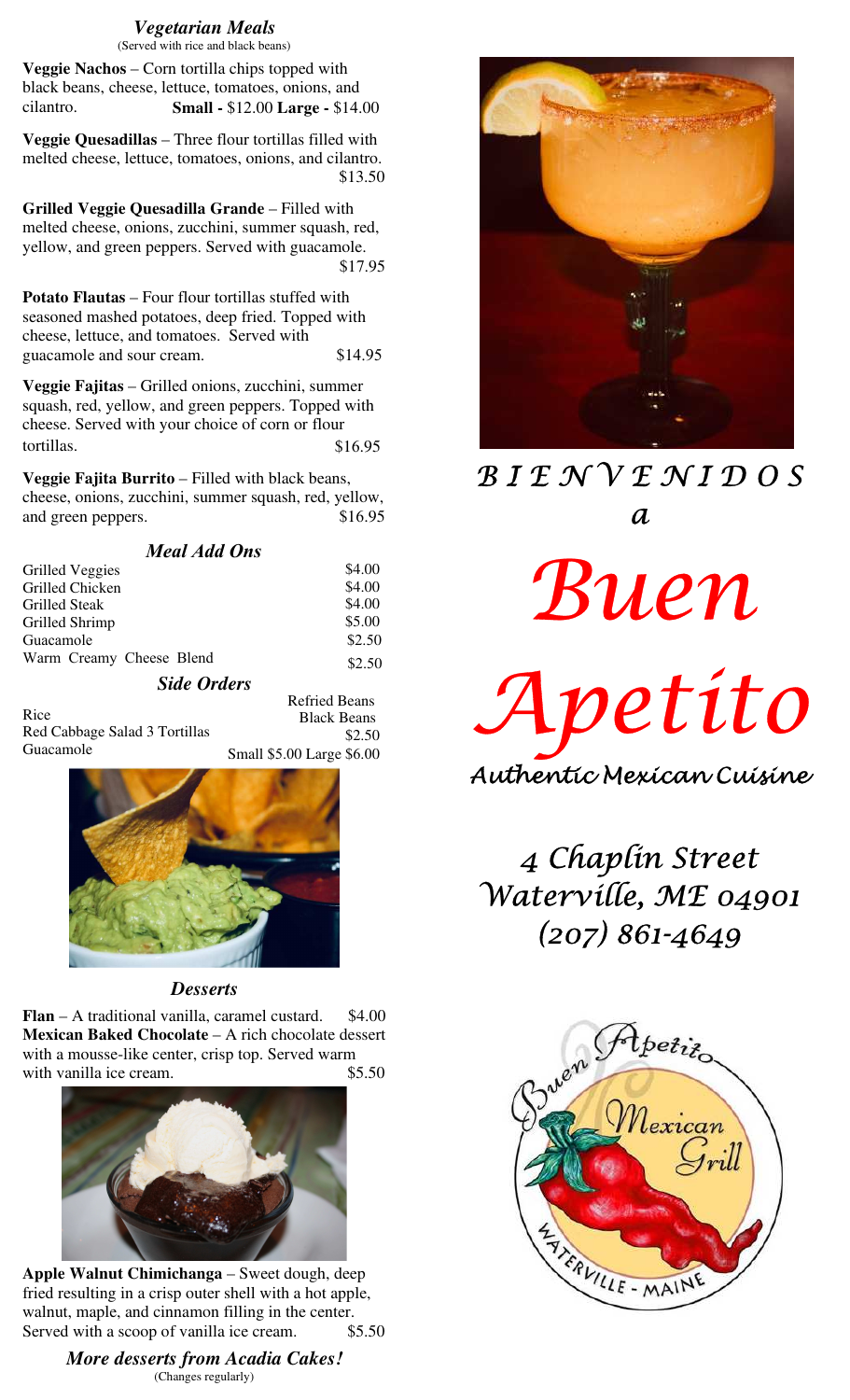## *Vegetarian Meals*

(Served with rice and black beans)

**Veggie Nachos** – Corn tortilla chips topped with black beans, cheese, lettuce, tomatoes, onions, and cilantro. **Small -** $12.00 **Large -** $14.00

**Veggie Quesadillas** – Three flour tortillas filled with melted cheese, lettuce, tomatoes, onions, and cilantro. $13.50

**Grilled Veggie Quesadilla Grande** – Filled with melted cheese, onions, zucchini, summer squash, red, yellow, and green peppers. Served with guacamole. $17.95

**Potato Flautas** – Four flour tortillas stuffed with seasoned mashed potatoes, deep fried. Topped with cheese, lettuce, and tomatoes. Served with guacamole and sour cream. $14.95

**Veggie Fajitas** – Grilled onions, zucchini, summer squash, red, yellow, and green peppers. Topped with cheese. Served with your choice of corn or flour tortillas. $16.95

**Veggie Fajita Burrito** – Filled with black beans, cheese, onions, zucchini, summer squash, red, yellow, and green peppers. $16.95

## *Meal Add Ons*

| | |
|---|---|
| Grilled Veggies | $4.00 |
| Grilled Chicken | $4.00 |
| Grilled Steak | $4.00 |
| Grilled Shrimp | $5.00 |
| Guacamole | $2.50 |
| Warm Creamy Cheese Blend | $2.50 |

## *Side Orders*

Rice
Red Cabbage Salad
Guacamole

Refried Beans
Black Beans
3 Tortillas $2.50

Small $5.00 Large $6.00

## *Desserts*

**Flan** – A traditional vanilla, caramel custard. $4.00

**Mexican Baked Chocolate** – A rich chocolate dessert with a mousse-like center, crisp top. Served warm with vanilla ice cream. $5.50

**Apple Walnut Chimichanga** – Sweet dough, deep fried resulting in a crisp outer shell with a hot apple, walnut, maple, and cinnamon filling in the center. Served with a scoop of vanilla ice cream. $5.50

***More desserts from Acadia Cakes!***
(Changes regularly)

# *B I E N V E N I D O S a*

# *Buen Apetito*

*Authentic Mexican Cuisine*

*4 Chaplin Street*
*Waterville, ME 04901*
*(207) 861-4649*

Buen Apetito Mexican Grill
Waterville - Maine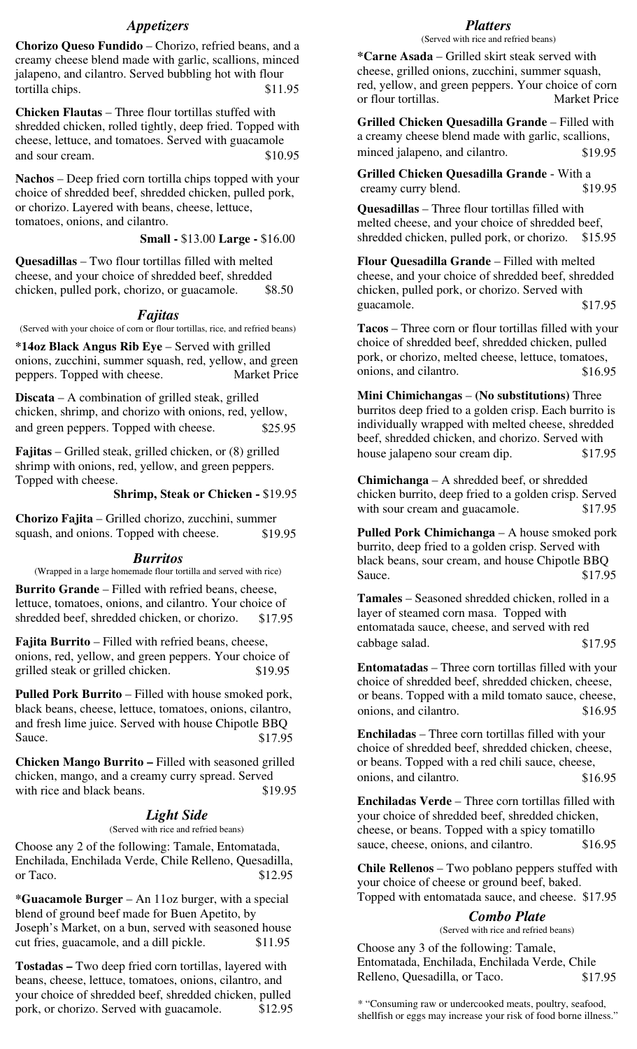## *Appetizers*

**Chorizo Queso Fundido** – Chorizo, refried beans, and a creamy cheese blend made with garlic, scallions, minced jalapeno, and cilantro. Served bubbling hot with flour tortilla chips. $11.95

**Chicken Flautas** – Three flour tortillas stuffed with shredded chicken, rolled tightly, deep fried. Topped with cheese, lettuce, and tomatoes. Served with guacamole and sour cream. $10.95

**Nachos** – Deep fried corn tortilla chips topped with your choice of shredded beef, shredded chicken, pulled pork, or chorizo. Layered with beans, cheese, lettuce, tomatoes, onions, and cilantro.

**Small -** $13.00 **Large -** $16.00

**Quesadillas** – Two flour tortillas filled with melted cheese, and your choice of shredded beef, shredded chicken, pulled pork, chorizo, or guacamole. $8.50

## *Fajitas*

(Served with your choice of corn or flour tortillas, rice, and refried beans)

***14oz Black Angus Rib Eye** – Served with grilled onions, zucchini, summer squash, red, yellow, and green peppers. Topped with cheese. Market Price

**Discata** – A combination of grilled steak, grilled chicken, shrimp, and chorizo with onions, red, yellow, and green peppers. Topped with cheese. $25.95

**Fajitas** – Grilled steak, grilled chicken, or (8) grilled shrimp with onions, red, yellow, and green peppers. Topped with cheese.

**Shrimp, Steak or Chicken -** $19.95

**Chorizo Fajita** – Grilled chorizo, zucchini, summer squash, and onions. Topped with cheese. $19.95

## *Burritos*

(Wrapped in a large homemade flour tortilla and served with rice)

**Burrito Grande** – Filled with refried beans, cheese, lettuce, tomatoes, onions, and cilantro. Your choice of shredded beef, shredded chicken, or chorizo. $17.95

**Fajita Burrito** – Filled with refried beans, cheese, onions, red, yellow, and green peppers. Your choice of grilled steak or grilled chicken. $19.95

**Pulled Pork Burrito** – Filled with house smoked pork, black beans, cheese, lettuce, tomatoes, onions, cilantro, and fresh lime juice. Served with house Chipotle BBQ Sauce. $17.95

**Chicken Mango Burrito –** Filled with seasoned grilled chicken, mango, and a creamy curry spread. Served with rice and black beans. $19.95

## *Light Side*

(Served with rice and refried beans)

Choose any 2 of the following: Tamale, Entomatada, Enchilada, Enchilada Verde, Chile Relleno, Quesadilla, or Taco. $12.95

***Guacamole Burger** – An 11oz burger, with a special blend of ground beef made for Buen Apetito, by Joseph's Market, on a bun, served with seasoned house cut fries, guacamole, and a dill pickle. $11.95

**Tostadas –** Two deep fried corn tortillas, layered with beans, cheese, lettuce, tomatoes, onions, cilantro, and your choice of shredded beef, shredded chicken, pulled pork, or chorizo. Served with guacamole. $12.95

## *Platters*

(Served with rice and refried beans)

***Carne Asada** – Grilled skirt steak served with cheese, grilled onions, zucchini, summer squash, red, yellow, and green peppers. Your choice of corn or flour tortillas. Market Price

**Grilled Chicken Quesadilla Grande** – Filled with a creamy cheese blend made with garlic, scallions, minced jalapeno, and cilantro. $19.95

**Grilled Chicken Quesadilla Grande** - With a creamy curry blend. $19.95

**Quesadillas** – Three flour tortillas filled with melted cheese, and your choice of shredded beef, shredded chicken, pulled pork, or chorizo. $15.95

**Flour Quesadilla Grande** – Filled with melted cheese, and your choice of shredded beef, shredded chicken, pulled pork, or chorizo. Served with guacamole. $17.95

**Tacos** – Three corn or flour tortillas filled with your choice of shredded beef, shredded chicken, pulled pork, or chorizo, melted cheese, lettuce, tomatoes, onions, and cilantro. $16.95

**Mini Chimichangas** – **(No substitutions)** Three burritos deep fried to a golden crisp. Each burrito is individually wrapped with melted cheese, shredded beef, shredded chicken, and chorizo. Served with house jalapeno sour cream dip. $17.95

**Chimichanga** – A shredded beef, or shredded chicken burrito, deep fried to a golden crisp. Served with sour cream and guacamole. $17.95

**Pulled Pork Chimichanga** – A house smoked pork burrito, deep fried to a golden crisp. Served with black beans, sour cream, and house Chipotle BBQ Sauce. $17.95

**Tamales** – Seasoned shredded chicken, rolled in a layer of steamed corn masa. Topped with entomatada sauce, cheese, and served with red cabbage salad. $17.95

**Entomatadas** – Three corn tortillas filled with your choice of shredded beef, shredded chicken, cheese, or beans. Topped with a mild tomato sauce, cheese, onions, and cilantro. $16.95

**Enchiladas** – Three corn tortillas filled with your choice of shredded beef, shredded chicken, cheese, or beans. Topped with a red chili sauce, cheese, onions, and cilantro. $16.95

**Enchiladas Verde** – Three corn tortillas filled with your choice of shredded beef, shredded chicken, cheese, or beans. Topped with a spicy tomatillo sauce, cheese, onions, and cilantro. $16.95

**Chile Rellenos** – Two poblano peppers stuffed with your choice of cheese or ground beef, baked. Topped with entomatada sauce, and cheese. $17.95

## *Combo Plate*

(Served with rice and refried beans)

Choose any 3 of the following: Tamale, Entomatada, Enchilada, Enchilada Verde, Chile Relleno, Quesadilla, or Taco. $17.95

* "Consuming raw or undercooked meats, poultry, seafood, shellfish or eggs may increase your risk of food borne illness."